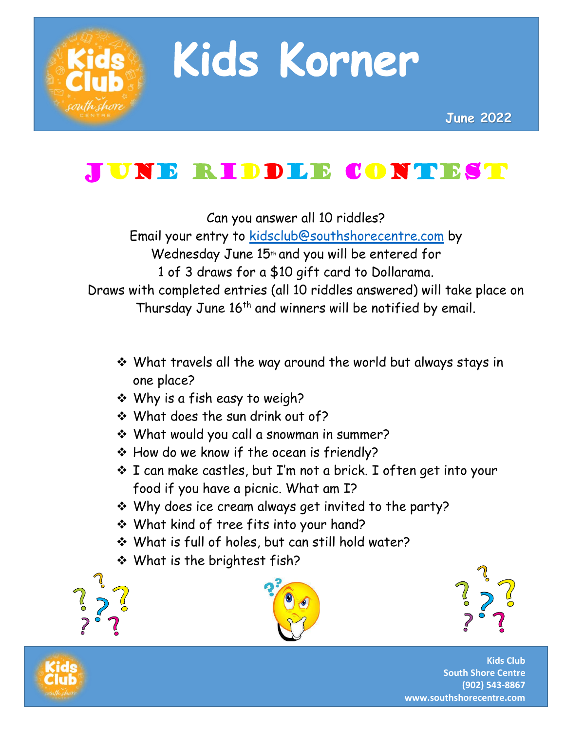# Kids Korner

June 2022

## June Riddle Contest

Can you answer all 10 riddles?
Email your entry to kidsclub@southshorecentre.com by
Wednesday June 15th and you will be entered for
1 of 3 draws for a $10 gift card to Dollarama.
Draws with completed entries (all 10 riddles answered) will take place on
Thursday June 16th and winners will be notified by email.

- What travels all the way around the world but always stays in one place?
- Why is a fish easy to weigh?
- What does the sun drink out of?
- What would you call a snowman in summer?
- How do we know if the ocean is friendly?
- I can make castles, but I'm not a brick. I often get into your food if you have a picnic. What am I?
- Why does ice cream always get invited to the party?
- What kind of tree fits into your hand?
- What is full of holes, but can still hold water?
- What is the brightest fish?

**Kids Club**
**South Shore Centre**
**(902) 543-8867**
**www.southshorecentre.com**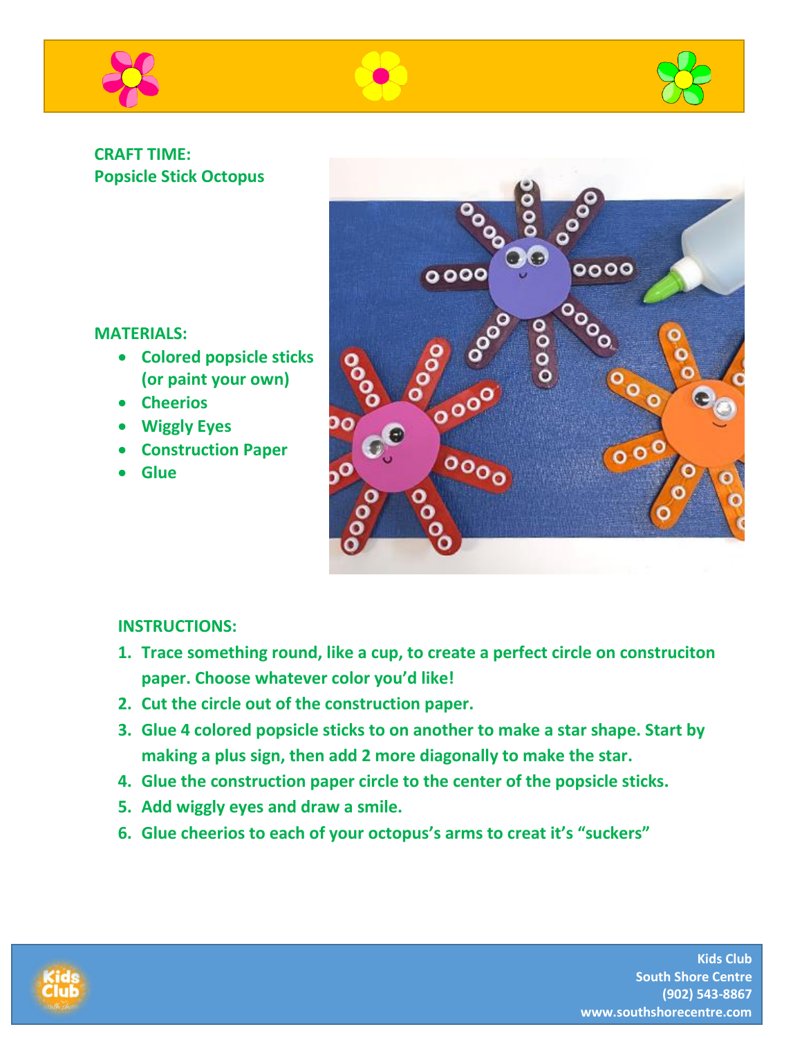**CRAFT TIME:**
**Popsicle Stick Octopus**

**MATERIALS:**

- **Colored popsicle sticks (or paint your own)**
- **Cheerios**
- **Wiggly Eyes**
- **Construction Paper**
- **Glue**

**INSTRUCTIONS:**

1. **Trace something round, like a cup, to create a perfect circle on construciton paper. Choose whatever color you'd like!**
2. **Cut the circle out of the construction paper.**
3. **Glue 4 colored popsicle sticks to on another to make a star shape. Start by making a plus sign, then add 2 more diagonally to make the star.**
4. **Glue the construction paper circle to the center of the popsicle sticks.**
5. **Add wiggly eyes and draw a smile.**
6. **Glue cheerios to each of your octopus's arms to creat it's "suckers"**

**Kids Club**
**South Shore Centre**
**(902) 543-8867**
**www.southshorecentre.com**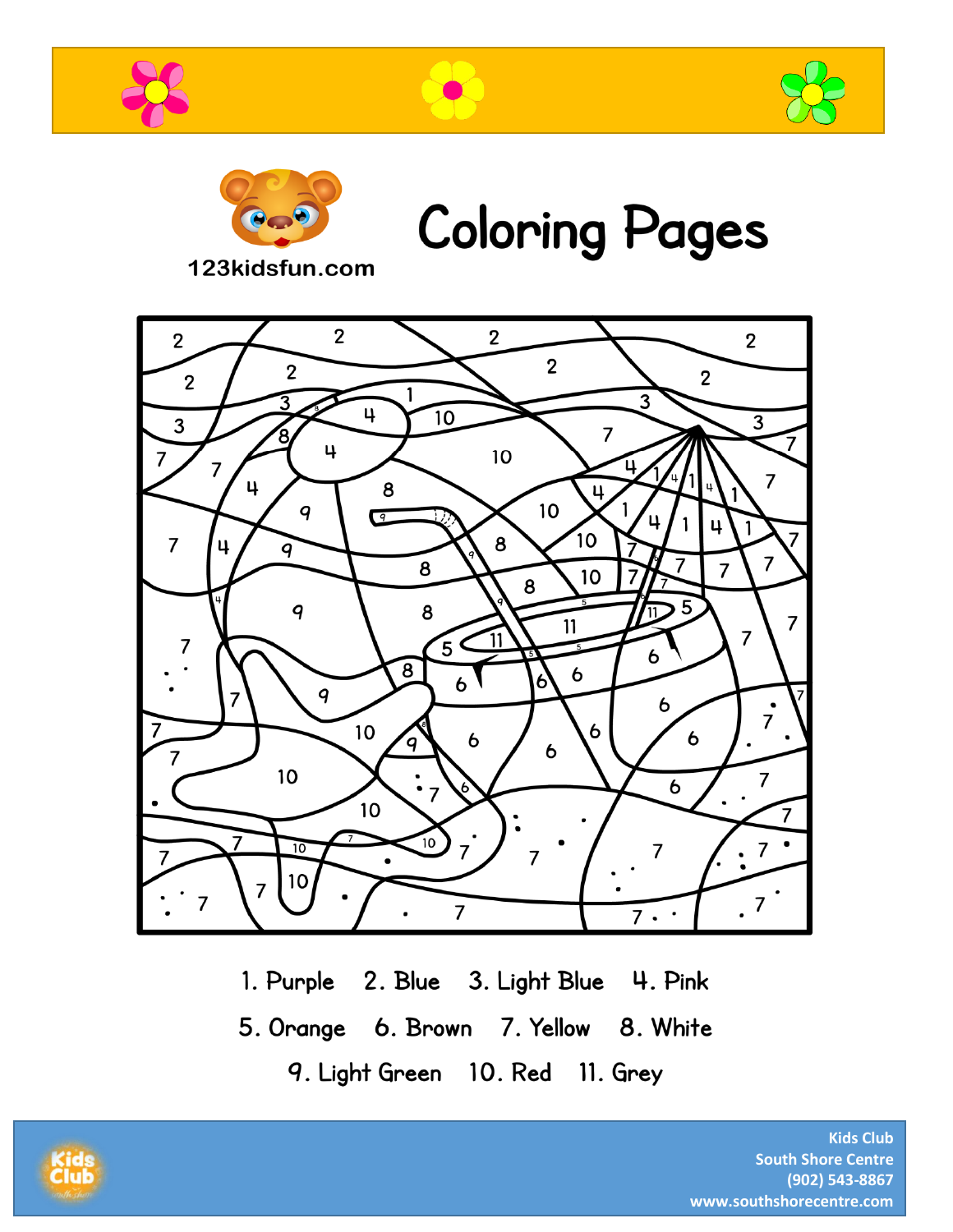123kidsfun.com

# Coloring Pages

1. Purple 2. Blue 3. Light Blue 4. Pink

5. Orange 6. Brown 7. Yellow 8. White

9. Light Green 10. Red 11. Grey

**Kids Club**
**South Shore Centre**
**(902) 543-8867**
**www.southshorecentre.com**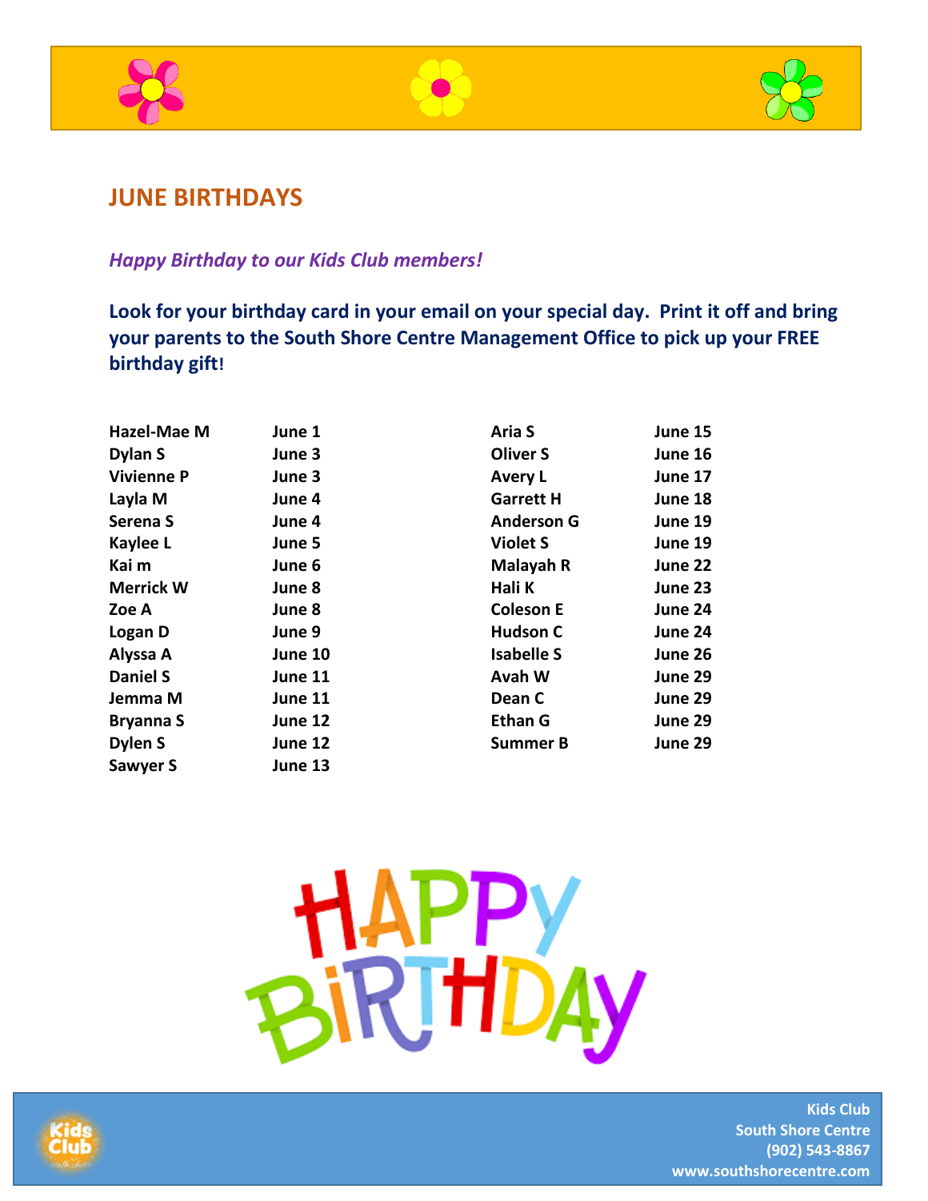## JUNE BIRTHDAYS

*Happy Birthday to our Kids Club members!*

**Look for your birthday card in your email on your special day. Print it off and bring your parents to the South Shore Centre Management Office to pick up your FREE birthday gift!**

| | |
|---|---|
| Hazel-Mae M | June 1 |
| Dylan S | June 3 |
| Vivienne P | June 3 |
| Layla M | June 4 |
| Serena S | June 4 |
| Kaylee L | June 5 |
| Kai m | June 6 |
| Merrick W | June 8 |
| Zoe A | June 8 |
| Logan D | June 9 |
| Alyssa A | June 10 |
| Daniel S | June 11 |
| Jemma M | June 11 |
| Bryanna S | June 12 |
| Dylen S | June 12 |
| Sawyer S | June 13 |
| Aria S | June 15 |
| Oliver S | June 16 |
| Avery L | June 17 |
| Garrett H | June 18 |
| Anderson G | June 19 |
| Violet S | June 19 |
| Malayah R | June 22 |
| Hali K | June 23 |
| Coleson E | June 24 |
| Hudson C | June 24 |
| Isabelle S | June 26 |
| Avah W | June 29 |
| Dean C | June 29 |
| Ethan G | June 29 |
| Summer B | June 29 |

HAPPY BIRTHDAY

Kids Club
South Shore Centre
(902) 543-8867
www.southshorecentre.com